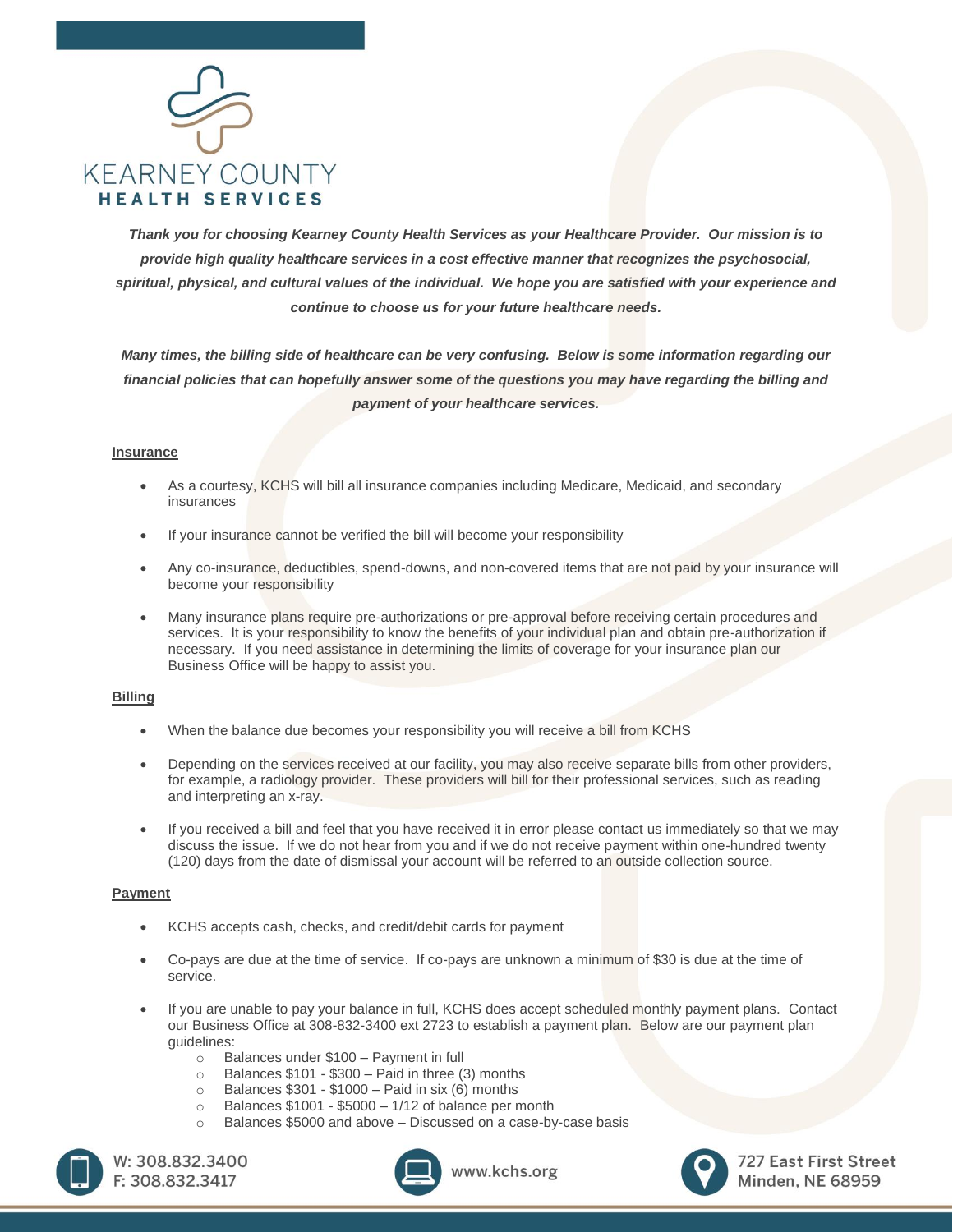# KEARNEY COUNTY HEALTH SERVICES

***Thank you for choosing Kearney County Health Services as your Healthcare Provider. Our mission is to provide high quality healthcare services in a cost effective manner that recognizes the psychosocial, spiritual, physical, and cultural values of the individual. We hope you are satisfied with your experience and continue to choose us for your future healthcare needs.***

***Many times, the billing side of healthcare can be very confusing. Below is some information regarding our financial policies that can hopefully answer some of the questions you may have regarding the billing and payment of your healthcare services.***

## Insurance

- As a courtesy, KCHS will bill all insurance companies including Medicare, Medicaid, and secondary insurances
- If your insurance cannot be verified the bill will become your responsibility
- Any co-insurance, deductibles, spend-downs, and non-covered items that are not paid by your insurance will become your responsibility
- Many insurance plans require pre-authorizations or pre-approval before receiving certain procedures and services. It is your responsibility to know the benefits of your individual plan and obtain pre-authorization if necessary. If you need assistance in determining the limits of coverage for your insurance plan our Business Office will be happy to assist you.

## Billing

- When the balance due becomes your responsibility you will receive a bill from KCHS
- Depending on the services received at our facility, you may also receive separate bills from other providers, for example, a radiology provider. These providers will bill for their professional services, such as reading and interpreting an x-ray.
- If you received a bill and feel that you have received it in error please contact us immediately so that we may discuss the issue. If we do not hear from you and if we do not receive payment within one-hundred twenty (120) days from the date of dismissal your account will be referred to an outside collection source.

## Payment

- KCHS accepts cash, checks, and credit/debit cards for payment
- Co-pays are due at the time of service. If co-pays are unknown a minimum of $30 is due at the time of service.
- If you are unable to pay your balance in full, KCHS does accept scheduled monthly payment plans. Contact our Business Office at 308-832-3400 ext 2723 to establish a payment plan. Below are our payment plan guidelines:
  - Balances under $100 – Payment in full
  - Balances $101 - $300 – Paid in three (3) months
  - Balances $301 - $1000 – Paid in six (6) months
  - Balances $1001 - $5000 – 1/12 of balance per month
  - Balances $5000 and above – Discussed on a case-by-case basis

W: 308.832.3400
F: 308.832.3417

www.kchs.org

727 East First Street
Minden, NE 68959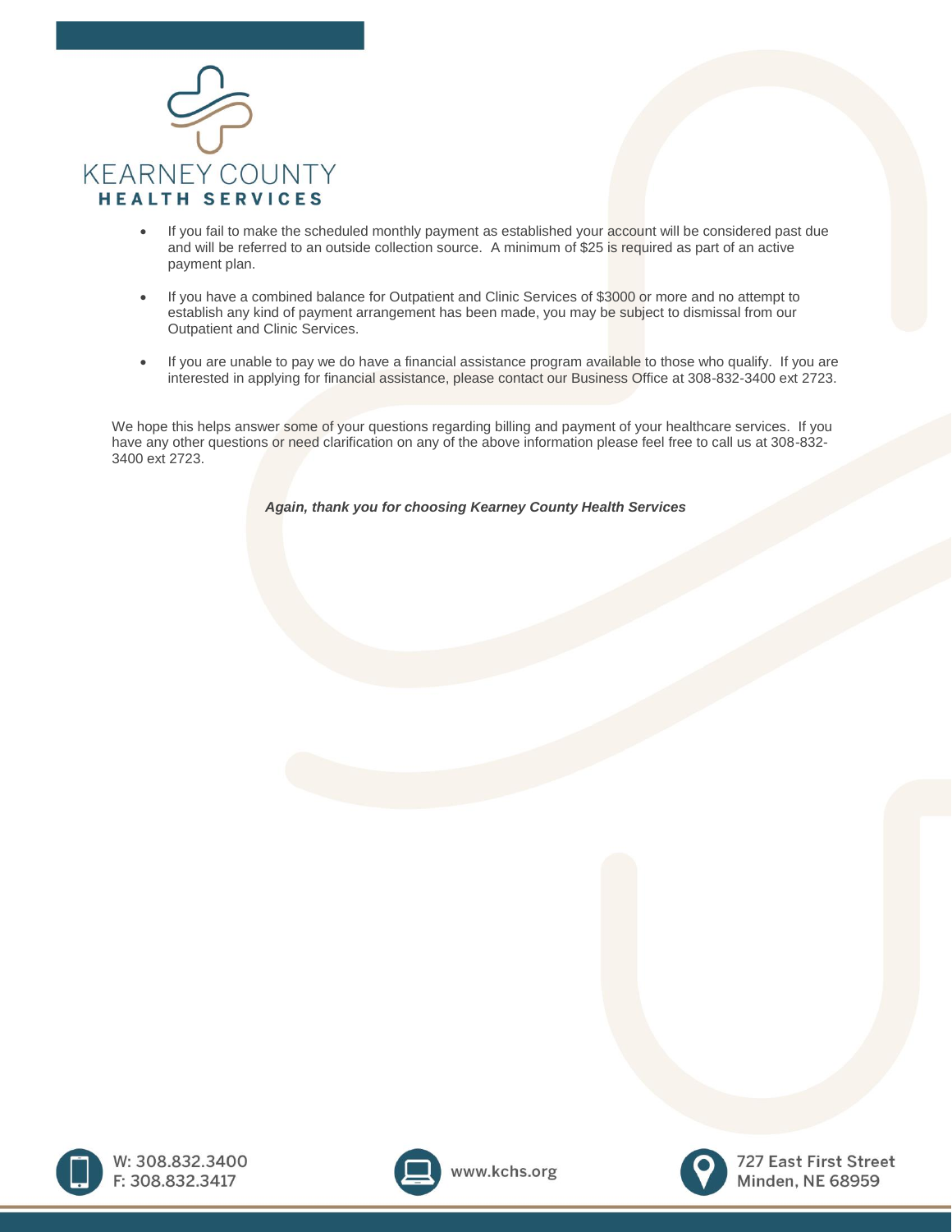- If you fail to make the scheduled monthly payment as established your account will be considered past due and will be referred to an outside collection source. A minimum of $25 is required as part of an active payment plan.
- If you have a combined balance for Outpatient and Clinic Services of $3000 or more and no attempt to establish any kind of payment arrangement has been made, you may be subject to dismissal from our Outpatient and Clinic Services.
- If you are unable to pay we do have a financial assistance program available to those who qualify. If you are interested in applying for financial assistance, please contact our Business Office at 308-832-3400 ext 2723.

We hope this helps answer some of your questions regarding billing and payment of your healthcare services. If you have any other questions or need clarification on any of the above information please feel free to call us at 308-832-3400 ext 2723.

***Again, thank you for choosing Kearney County Health Services***